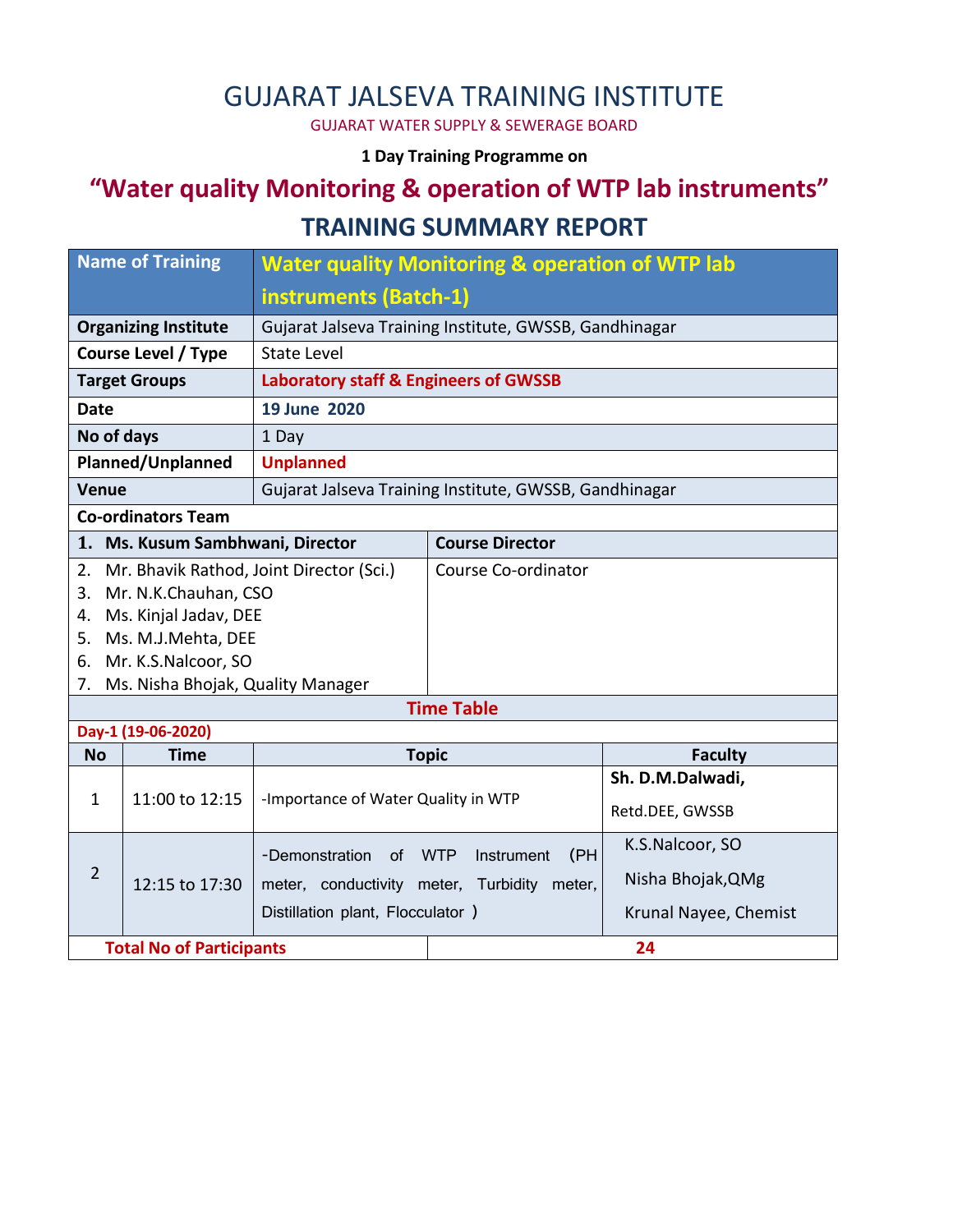# GUJARAT JALSEVA TRAINING INSTITUTE

GUJARAT WATER SUPPLY & SEWERAGE BOARD

**1 Day Training Programme on**

## "Water quality Monitoring & operation of WTP lab instruments"

## TRAINING SUMMARY REPORT

| Name of Training | Water quality Monitoring & operation of WTP lab instruments (Batch-1) |
|---|---|
| **Organizing Institute** | Gujarat Jalseva Training Institute, GWSSB, Gandhinagar |
| **Course Level / Type** | State Level |
| **Target Groups** | **Laboratory staff & Engineers of GWSSB** |
| **Date** | **19 June 2020** |
| **No of days** | 1 Day |
| **Planned/Unplanned** | **Unplanned** |
| **Venue** | Gujarat Jalseva Training Institute, GWSSB, Gandhinagar |

**Co-ordinators Team**

| Name | Role |
|---|---|
| **1. Ms. Kusum Sambhwani, Director** | **Course Director** |
| 2. Mr. Bhavik Rathod, Joint Director (Sci.)<br>3. Mr. N.K.Chauhan, CSO<br>4. Ms. Kinjal Jadav, DEE<br>5. Ms. M.J.Mehta, DEE<br>6. Mr. K.S.Nalcoor, SO<br>7. Ms. Nisha Bhojak, Quality Manager | Course Co-ordinator |

**Time Table**

**Day-1 (19-06-2020)**

| No | Time | Topic | Faculty |
|---|---|---|---|
| 1 | 11:00 to 12:15 | -Importance of Water Quality in WTP | **Sh. D.M.Dalwadi,**<br>Retd.DEE, GWSSB |
| 2 | 12:15 to 17:30 | -Demonstration of WTP Instrument (PH meter, conductivity meter, Turbidity meter, Distillation plant, Flocculator ) | K.S.Nalcoor, SO<br>Nisha Bhojak,QMg<br>Krunal Nayee, Chemist |

| **Total No of Participants** | **24** |
|---|---|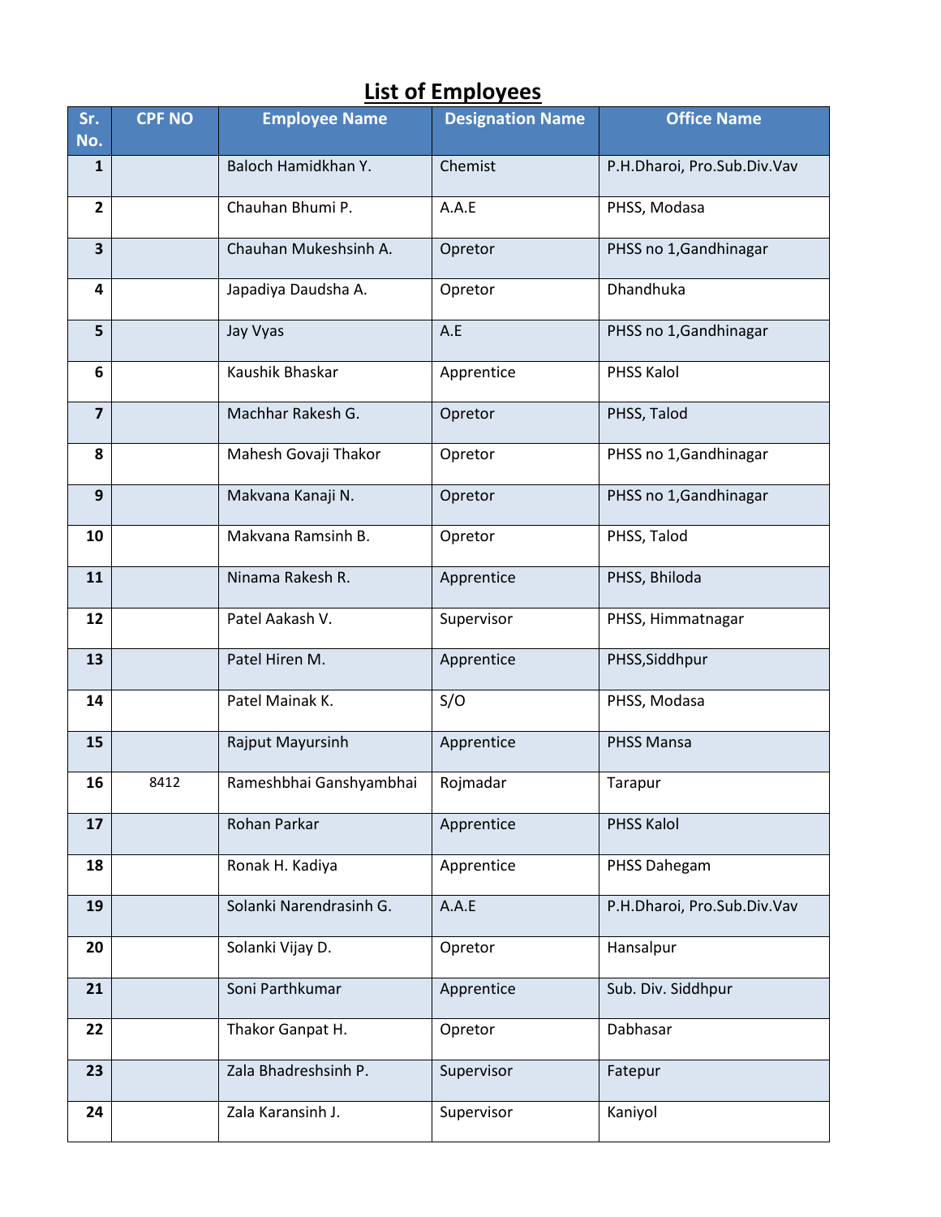# List of Employees

| Sr. No. | CPF NO | Employee Name | Designation Name | Office Name |
|---|---|---|---|---|
| 1 | | Baloch Hamidkhan Y. | Chemist | P.H.Dharoi, Pro.Sub.Div.Vav |
| 2 | | Chauhan Bhumi P. | A.A.E | PHSS, Modasa |
| 3 | | Chauhan Mukeshsinh A. | Opretor | PHSS no 1,Gandhinagar |
| 4 | | Japadiya Daudsha A. | Opretor | Dhandhuka |
| 5 | | Jay Vyas | A.E | PHSS no 1,Gandhinagar |
| 6 | | Kaushik Bhaskar | Apprentice | PHSS Kalol |
| 7 | | Machhar Rakesh G. | Opretor | PHSS, Talod |
| 8 | | Mahesh Govaji Thakor | Opretor | PHSS no 1,Gandhinagar |
| 9 | | Makvana Kanaji N. | Opretor | PHSS no 1,Gandhinagar |
| 10 | | Makvana Ramsinh B. | Opretor | PHSS, Talod |
| 11 | | Ninama Rakesh R. | Apprentice | PHSS, Bhiloda |
| 12 | | Patel Aakash V. | Supervisor | PHSS, Himmatnagar |
| 13 | | Patel Hiren M. | Apprentice | PHSS,Siddhpur |
| 14 | | Patel Mainak K. | S/O | PHSS, Modasa |
| 15 | | Rajput Mayursinh | Apprentice | PHSS Mansa |
| 16 | 8412 | Rameshbhai Ganshyambhai | Rojmadar | Tarapur |
| 17 | | Rohan Parkar | Apprentice | PHSS Kalol |
| 18 | | Ronak H. Kadiya | Apprentice | PHSS Dahegam |
| 19 | | Solanki Narendrasinh G. | A.A.E | P.H.Dharoi, Pro.Sub.Div.Vav |
| 20 | | Solanki Vijay D. | Opretor | Hansalpur |
| 21 | | Soni Parthkumar | Apprentice | Sub. Div. Siddhpur |
| 22 | | Thakor Ganpat H. | Opretor | Dabhasar |
| 23 | | Zala Bhadreshsinh P. | Supervisor | Fatepur |
| 24 | | Zala Karansinh J. | Supervisor | Kaniyol |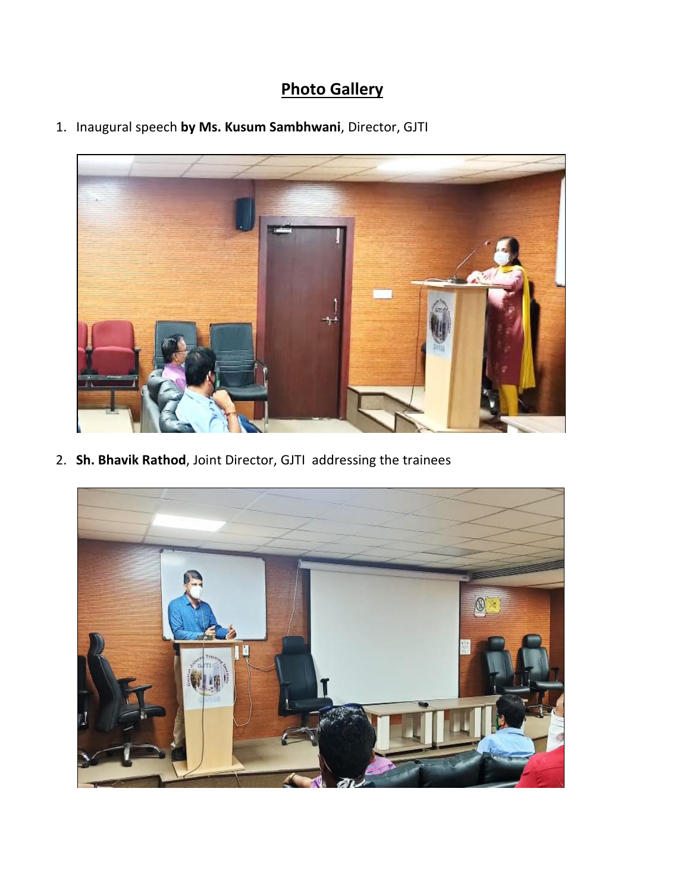# Photo Gallery

1. Inaugural speech **by Ms. Kusum Sambhwani**, Director, GJTI

2. **Sh. Bhavik Rathod**, Joint Director, GJTI addressing the trainees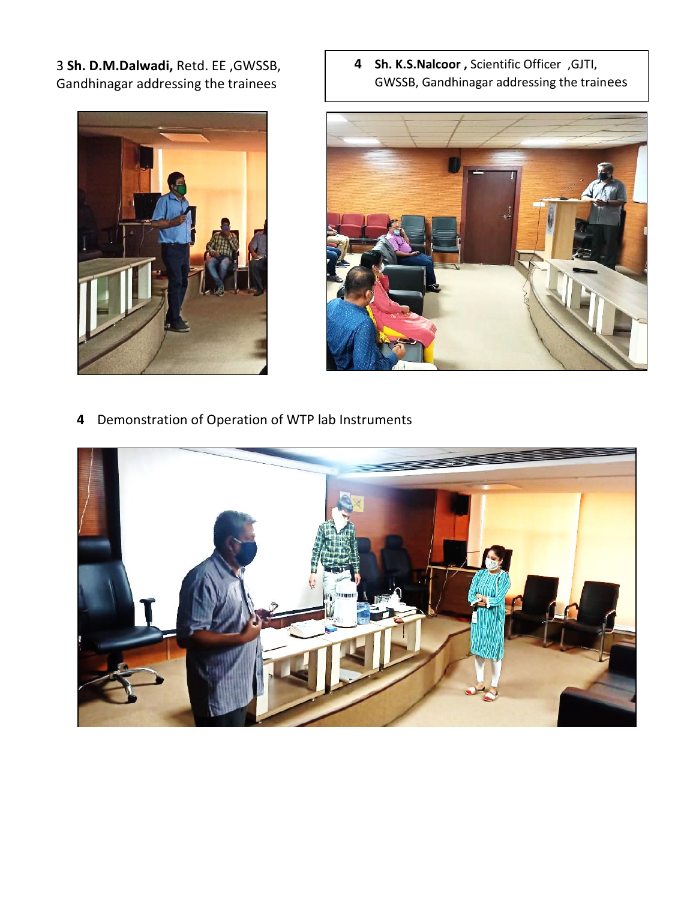3 **Sh. D.M.Dalwadi,** Retd. EE ,GWSSB, Gandhinagar addressing the trainees

**4** **Sh. K.S.Nalcoor ,** Scientific Officer ,GJTI, GWSSB, Gandhinagar addressing the trainees

**4** Demonstration of Operation of WTP lab Instruments